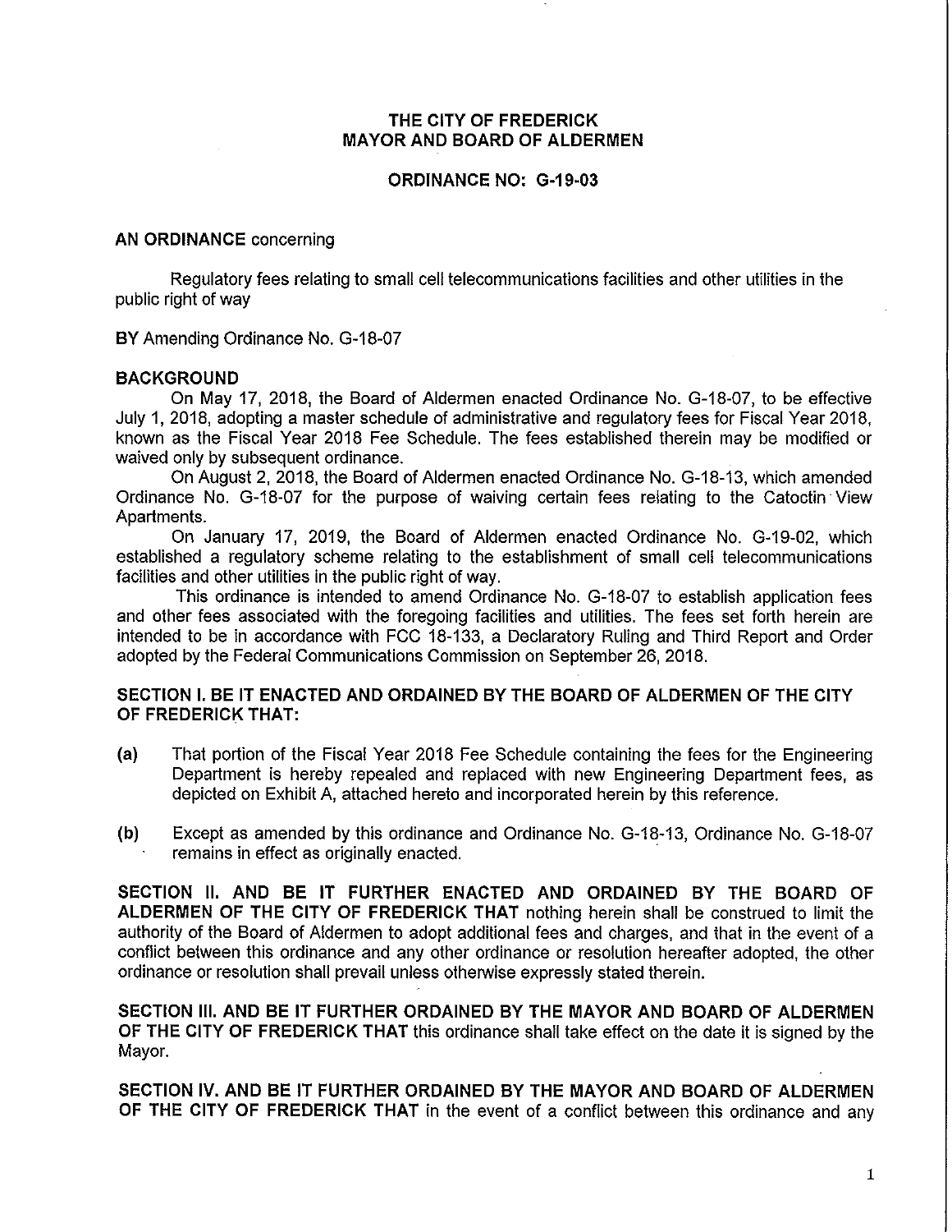# THE CITY OF FREDERICK
# MAYOR AND BOARD OF ALDERMEN

## ORDINANCE NO: G-19-03

**AN ORDINANCE** concerning

Regulatory fees relating to small cell telecommunications facilities and other utilities in the public right of way

**BY** Amending Ordinance No. G-18-07

**BACKGROUND**

On May 17, 2018, the Board of Aldermen enacted Ordinance No. G-18-07, to be effective July 1, 2018, adopting a master schedule of administrative and regulatory fees for Fiscal Year 2018, known as the Fiscal Year 2018 Fee Schedule. The fees established therein may be modified or waived only by subsequent ordinance.

On August 2, 2018, the Board of Aldermen enacted Ordinance No. G-18-13, which amended Ordinance No. G-18-07 for the purpose of waiving certain fees relating to the Catoctin View Apartments.

On January 17, 2019, the Board of Aldermen enacted Ordinance No. G-19-02, which established a regulatory scheme relating to the establishment of small cell telecommunications facilities and other utilities in the public right of way.

This ordinance is intended to amend Ordinance No. G-18-07 to establish application fees and other fees associated with the foregoing facilities and utilities. The fees set forth herein are intended to be in accordance with FCC 18-133, a Declaratory Ruling and Third Report and Order adopted by the Federal Communications Commission on September 26, 2018.

**SECTION I. BE IT ENACTED AND ORDAINED BY THE BOARD OF ALDERMEN OF THE CITY OF FREDERICK THAT:**

**(a)** That portion of the Fiscal Year 2018 Fee Schedule containing the fees for the Engineering Department is hereby repealed and replaced with new Engineering Department fees, as depicted on Exhibit A, attached hereto and incorporated herein by this reference.

**(b)** Except as amended by this ordinance and Ordinance No. G-18-13, Ordinance No. G-18-07 remains in effect as originally enacted.

**SECTION II. AND BE IT FURTHER ENACTED AND ORDAINED BY THE BOARD OF ALDERMEN OF THE CITY OF FREDERICK THAT** nothing herein shall be construed to limit the authority of the Board of Aldermen to adopt additional fees and charges, and that in the event of a conflict between this ordinance and any other ordinance or resolution hereafter adopted, the other ordinance or resolution shall prevail unless otherwise expressly stated therein.

**SECTION III. AND BE IT FURTHER ORDAINED BY THE MAYOR AND BOARD OF ALDERMEN OF THE CITY OF FREDERICK THAT** this ordinance shall take effect on the date it is signed by the Mayor.

**SECTION IV. AND BE IT FURTHER ORDAINED BY THE MAYOR AND BOARD OF ALDERMEN OF THE CITY OF FREDERICK THAT** in the event of a conflict between this ordinance and any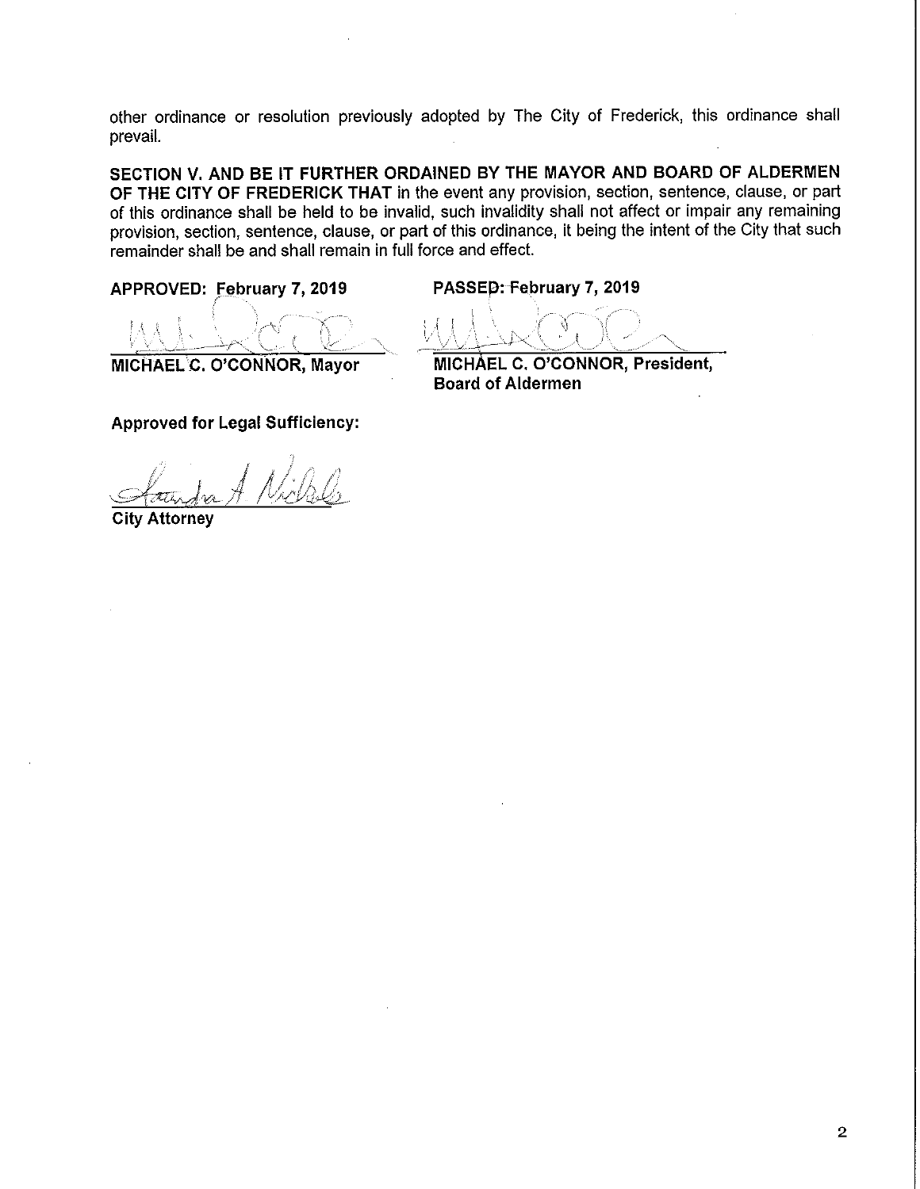other ordinance or resolution previously adopted by The City of Frederick, this ordinance shall prevail.

**SECTION V. AND BE IT FURTHER ORDAINED BY THE MAYOR AND BOARD OF ALDERMEN OF THE CITY OF FREDERICK THAT** in the event any provision, section, sentence, clause, or part of this ordinance shall be held to be invalid, such invalidity shall not affect or impair any remaining provision, section, sentence, clause, or part of this ordinance, it being the intent of the City that such remainder shall be and shall remain in full force and effect.

**APPROVED: February 7, 2019**

**MICHAEL C. O'CONNOR, Mayor**

**PASSED: February 7, 2019**

**MICHAEL C. O'CONNOR, President, Board of Aldermen**

**Approved for Legal Sufficiency:**

**City Attorney**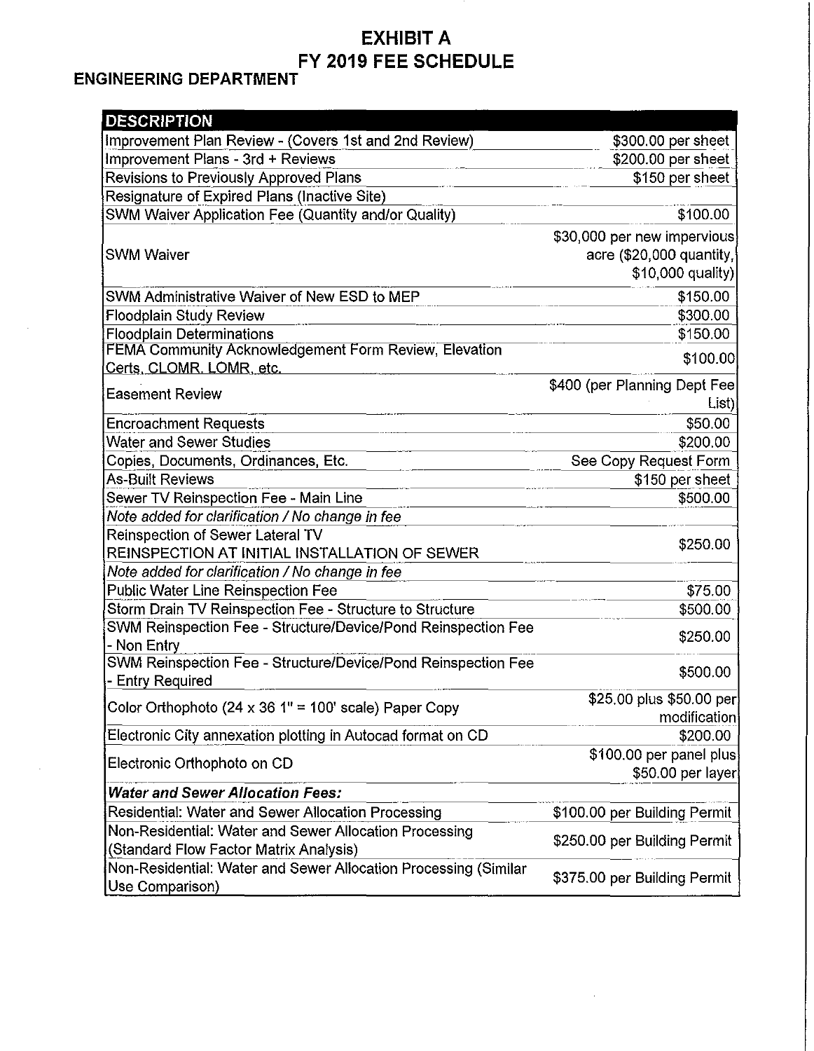# EXHIBIT A
# FY 2019 FEE SCHEDULE

## ENGINEERING DEPARTMENT

| DESCRIPTION | |
|---|---|
| Improvement Plan Review - (Covers 1st and 2nd Review) | $300.00 per sheet |
| Improvement Plans - 3rd + Reviews | $200.00 per sheet |
| Revisions to Previously Approved Plans | $150 per sheet |
| Resignature of Expired Plans (Inactive Site) | |
| SWM Waiver Application Fee (Quantity and/or Quality) | $100.00 |
| SWM Waiver | $30,000 per new impervious acre ($20,000 quantity, $10,000 quality) |
| SWM Administrative Waiver of New ESD to MEP | $150.00 |
| Floodplain Study Review | $300.00 |
| Floodplain Determinations | $150.00 |
| FEMA Community Acknowledgement Form Review, Elevation Certs, CLOMR, LOMR, etc. | $100.00 |
| Easement Review | $400 (per Planning Dept Fee List) |
| Encroachment Requests | $50.00 |
| Water and Sewer Studies | $200.00 |
| Copies, Documents, Ordinances, Etc. | See Copy Request Form |
| As-Built Reviews | $150 per sheet |
| Sewer TV Reinspection Fee - Main Line | $500.00 |
| *Note added for clarification / No change in fee* | |
| Reinspection of Sewer Lateral TV REINSPECTION AT INITIAL INSTALLATION OF SEWER | $250.00 |
| *Note added for clarification / No change in fee* | |
| Public Water Line Reinspection Fee | $75.00 |
| Storm Drain TV Reinspection Fee - Structure to Structure | $500.00 |
| SWM Reinspection Fee - Structure/Device/Pond Reinspection Fee - Non Entry | $250.00 |
| SWM Reinspection Fee - Structure/Device/Pond Reinspection Fee - Entry Required | $500.00 |
| Color Orthophoto (24 x 36 1" = 100' scale) Paper Copy | $25.00 plus $50.00 per modification |
| Electronic City annexation plotting in Autocad format on CD | $200.00 |
| Electronic Orthophoto on CD | $100.00 per panel plus $50.00 per layer |
| ***Water and Sewer Allocation Fees:*** | |
| Residential: Water and Sewer Allocation Processing | $100.00 per Building Permit |
| Non-Residential: Water and Sewer Allocation Processing (Standard Flow Factor Matrix Analysis) | $250.00 per Building Permit |
| Non-Residential: Water and Sewer Allocation Processing (Similar Use Comparison) | $375.00 per Building Permit |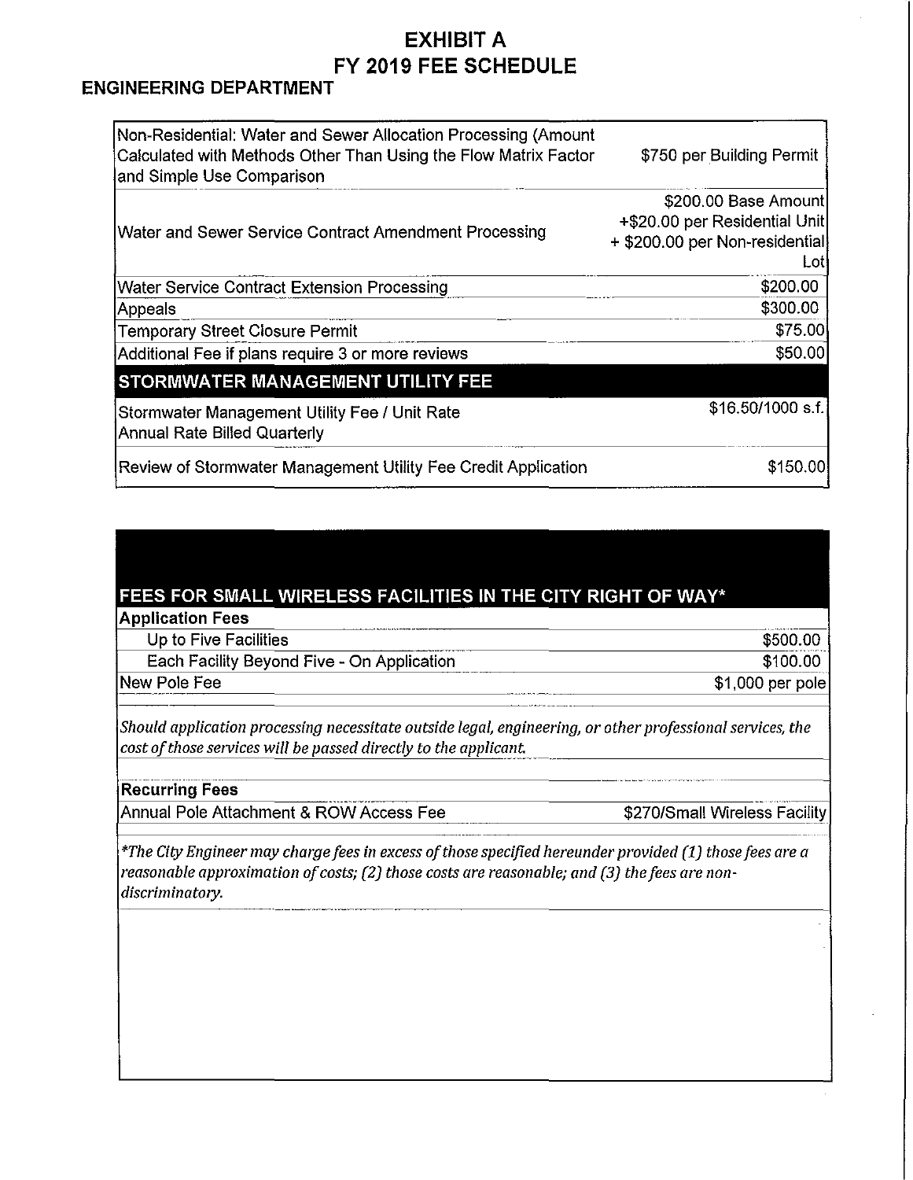# EXHIBIT A
# FY 2019 FEE SCHEDULE

## ENGINEERING DEPARTMENT

| | |
|---|---|
| Non-Residential: Water and Sewer Allocation Processing (Amount Calculated with Methods Other Than Using the Flow Matrix Factor and Simple Use Comparison | $750 per Building Permit |
| Water and Sewer Service Contract Amendment Processing | $200.00 Base Amount +$20.00 per Residential Unit + $200.00 per Non-residential Lot |
| Water Service Contract Extension Processing | $200.00 |
| Appeals | $300.00 |
| Temporary Street Closure Permit | $75.00 |
| Additional Fee if plans require 3 or more reviews | $50.00 |
| **STORMWATER MANAGEMENT UTILITY FEE** | |
| Stormwater Management Utility Fee / Unit Rate<br>Annual Rate Billed Quarterly | $16.50/1000 s.f. |
| Review of Stormwater Management Utility Fee Credit Application | $150.00 |

## FEES FOR SMALL WIRELESS FACILITIES IN THE CITY RIGHT OF WAY*

| | |
|---|---|
| **Application Fees** | |
| Up to Five Facilities | $500.00 |
| Each Facility Beyond Five - On Application | $100.00 |
| New Pole Fee | $1,000 per pole |

*Should application processing necessitate outside legal, engineering, or other professional services, the cost of those services will be passed directly to the applicant.*

| | |
|---|---|
| **Recurring Fees** | |
| Annual Pole Attachment & ROW Access Fee | $270/Small Wireless Facility |

*\*The City Engineer may charge fees in excess of those specified hereunder provided (1) those fees are a reasonable approximation of costs; (2) those costs are reasonable; and (3) the fees are non-discriminatory.*